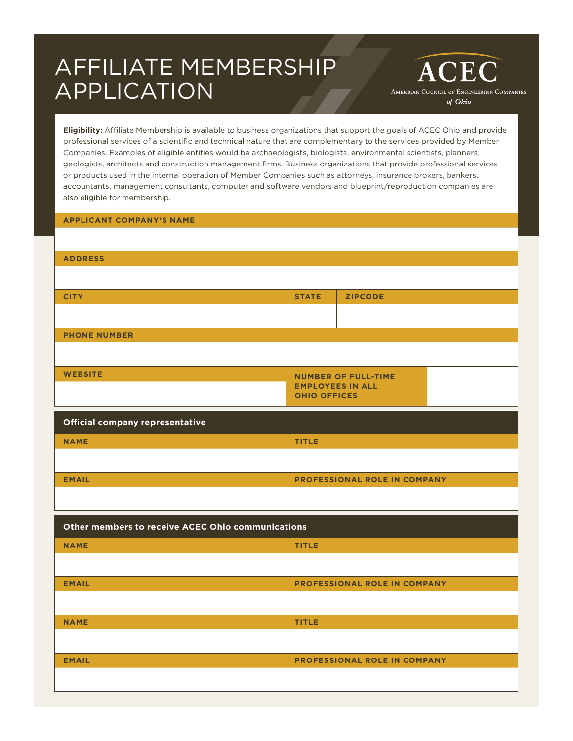# AFFILIATE MEMBERSHIP APPLICATION

**ACEC**
AMERICAN COUNCIL OF ENGINEERING COMPANIES
*of Ohio*

**Eligibility:** Affiliate Membership is available to business organizations that support the goals of ACEC Ohio and provide professional services of a scientific and technical nature that are complementary to the services provided by Member Companies. Examples of eligible entities would be archaeologists, biologists, environmental scientists, planners, geologists, architects and construction management firms. Business organizations that provide professional services or products used in the internal operation of Member Companies such as attorneys, insurance brokers, bankers, accountants, management consultants, computer and software vendors and blueprint/reproduction companies are also eligible for membership.

| APPLICANT COMPANY'S NAME | | |
|---|---|---|
| | | |
| **ADDRESS** | | |
| | | |
| **CITY** | **STATE** | **ZIPCODE** |
| | | |
| **PHONE NUMBER** | | |
| | | |
| **WEBSITE** | **NUMBER OF FULL-TIME EMPLOYEES IN ALL OHIO OFFICES** | |
| | | |

## Official company representative

| NAME | TITLE |
|---|---|
| | |
| **EMAIL** | **PROFESSIONAL ROLE IN COMPANY** |
| | |

## Other members to receive ACEC Ohio communications

| NAME | TITLE |
|---|---|
| | |
| **EMAIL** | **PROFESSIONAL ROLE IN COMPANY** |
| | |
| **NAME** | **TITLE** |
| | |
| **EMAIL** | **PROFESSIONAL ROLE IN COMPANY** |
| | |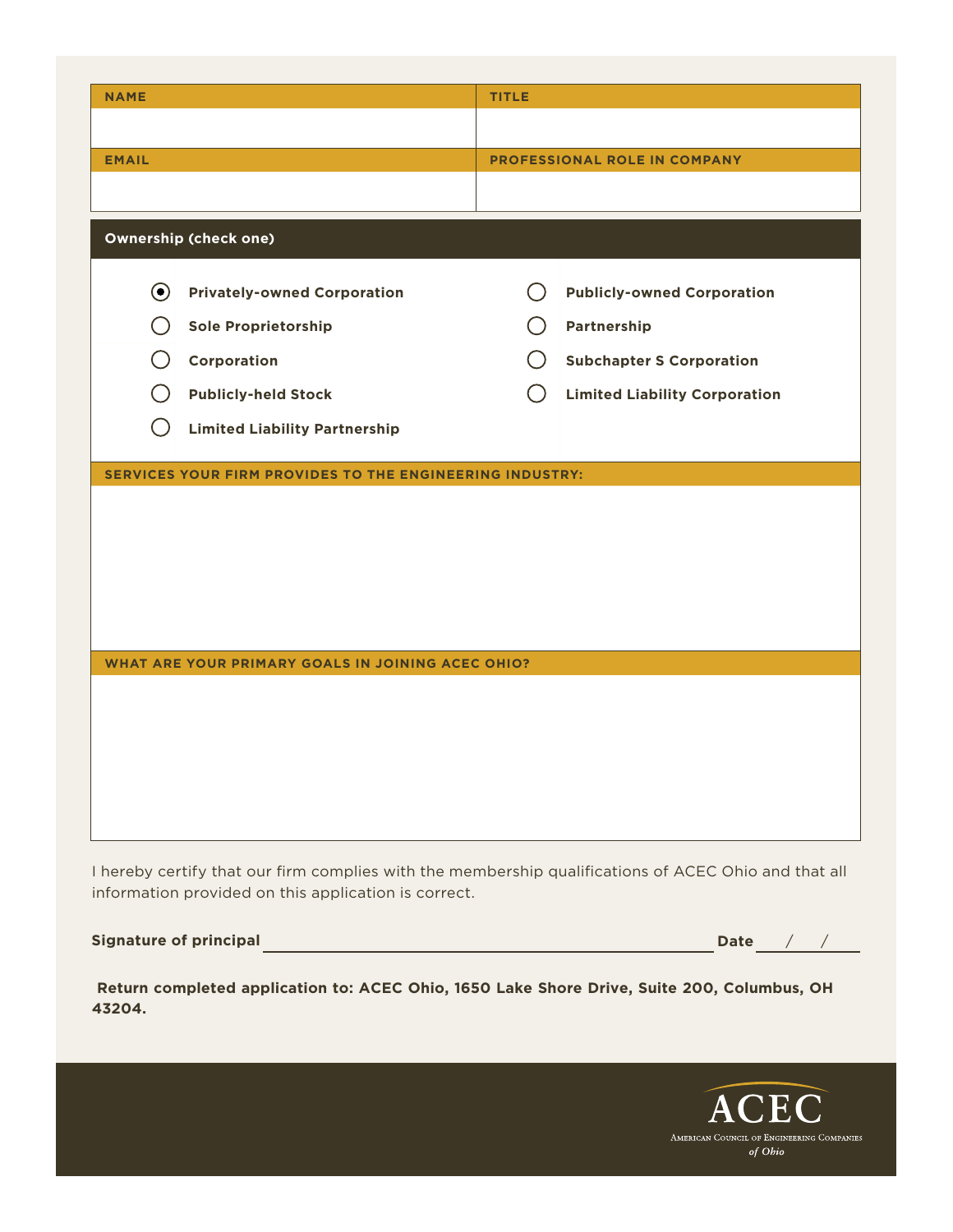| NAME | TITLE |
| --- | --- |
| | |
| **EMAIL** | **PROFESSIONAL ROLE IN COMPANY** |
| | |

**Ownership (check one)**

- (●) Privately-owned Corporation
- ( ) Sole Proprietorship
- ( ) Corporation
- ( ) Publicly-held Stock
- ( ) Limited Liability Partnership
- ( ) Publicly-owned Corporation
- ( ) Partnership
- ( ) Subchapter S Corporation
- ( ) Limited Liability Corporation

**SERVICES YOUR FIRM PROVIDES TO THE ENGINEERING INDUSTRY:**

**WHAT ARE YOUR PRIMARY GOALS IN JOINING ACEC OHIO?**

I hereby certify that our firm complies with the membership qualifications of ACEC Ohio and that all information provided on this application is correct.

**Signature of principal** ______________________________ **Date** ___/___/___

**Return completed application to: ACEC Ohio, 1650 Lake Shore Drive, Suite 200, Columbus, OH 43204.**

ACEC
American Council of Engineering Companies
*of Ohio*